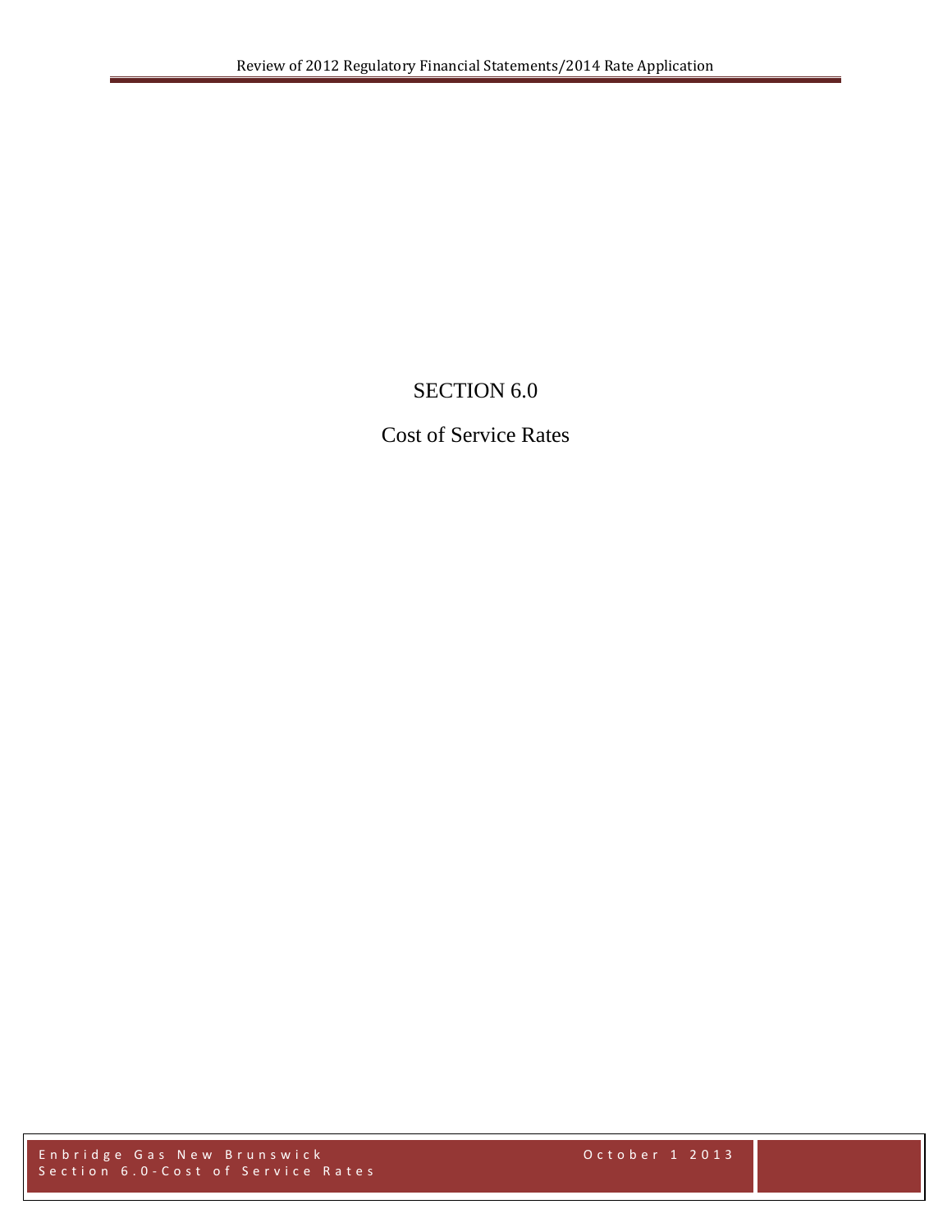# SECTION 6.0

## Cost of Service Rates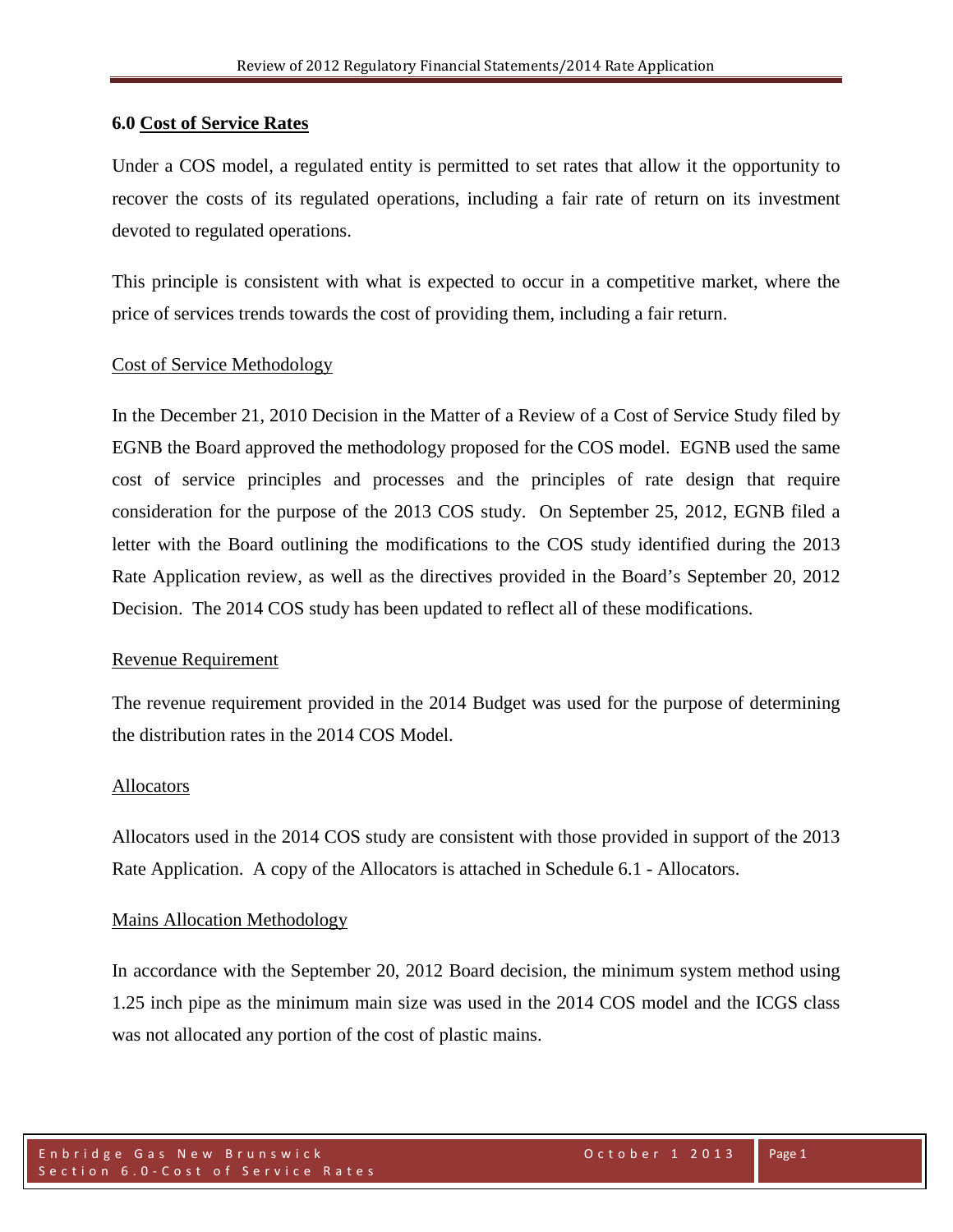## 6.0 Cost of Service Rates

Under a COS model, a regulated entity is permitted to set rates that allow it the opportunity to recover the costs of its regulated operations, including a fair rate of return on its investment devoted to regulated operations.

This principle is consistent with what is expected to occur in a competitive market, where the price of services trends towards the cost of providing them, including a fair return.

### Cost of Service Methodology

In the December 21, 2010 Decision in the Matter of a Review of a Cost of Service Study filed by EGNB the Board approved the methodology proposed for the COS model. EGNB used the same cost of service principles and processes and the principles of rate design that require consideration for the purpose of the 2013 COS study. On September 25, 2012, EGNB filed a letter with the Board outlining the modifications to the COS study identified during the 2013 Rate Application review, as well as the directives provided in the Board's September 20, 2012 Decision. The 2014 COS study has been updated to reflect all of these modifications.

### Revenue Requirement

The revenue requirement provided in the 2014 Budget was used for the purpose of determining the distribution rates in the 2014 COS Model.

### Allocators

Allocators used in the 2014 COS study are consistent with those provided in support of the 2013 Rate Application. A copy of the Allocators is attached in Schedule 6.1 - Allocators.

### Mains Allocation Methodology

In accordance with the September 20, 2012 Board decision, the minimum system method using 1.25 inch pipe as the minimum main size was used in the 2014 COS model and the ICGS class was not allocated any portion of the cost of plastic mains.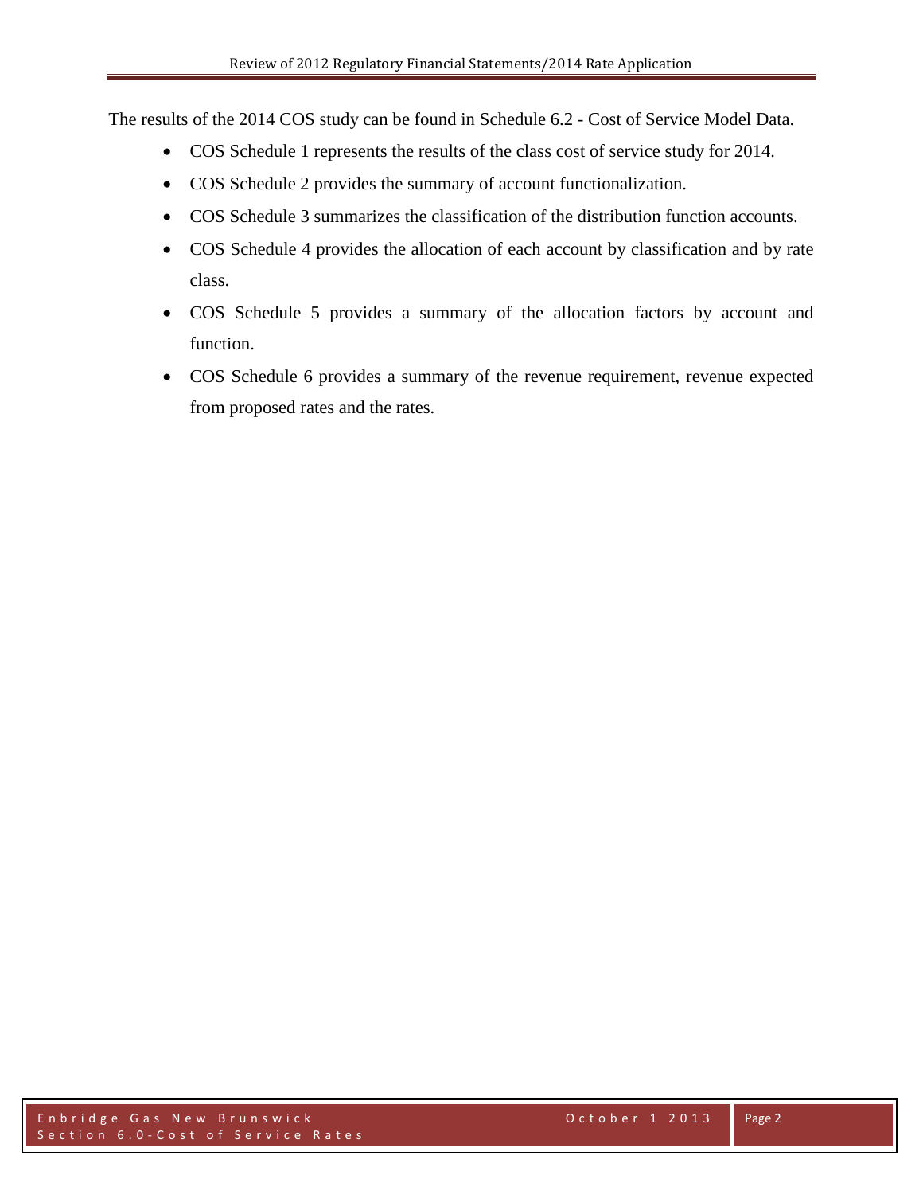The results of the 2014 COS study can be found in Schedule 6.2 - Cost of Service Model Data.

- COS Schedule 1 represents the results of the class cost of service study for 2014.
- COS Schedule 2 provides the summary of account functionalization.
- COS Schedule 3 summarizes the classification of the distribution function accounts.
- COS Schedule 4 provides the allocation of each account by classification and by rate class.
- COS Schedule 5 provides a summary of the allocation factors by account and function.
- COS Schedule 6 provides a summary of the revenue requirement, revenue expected from proposed rates and the rates.